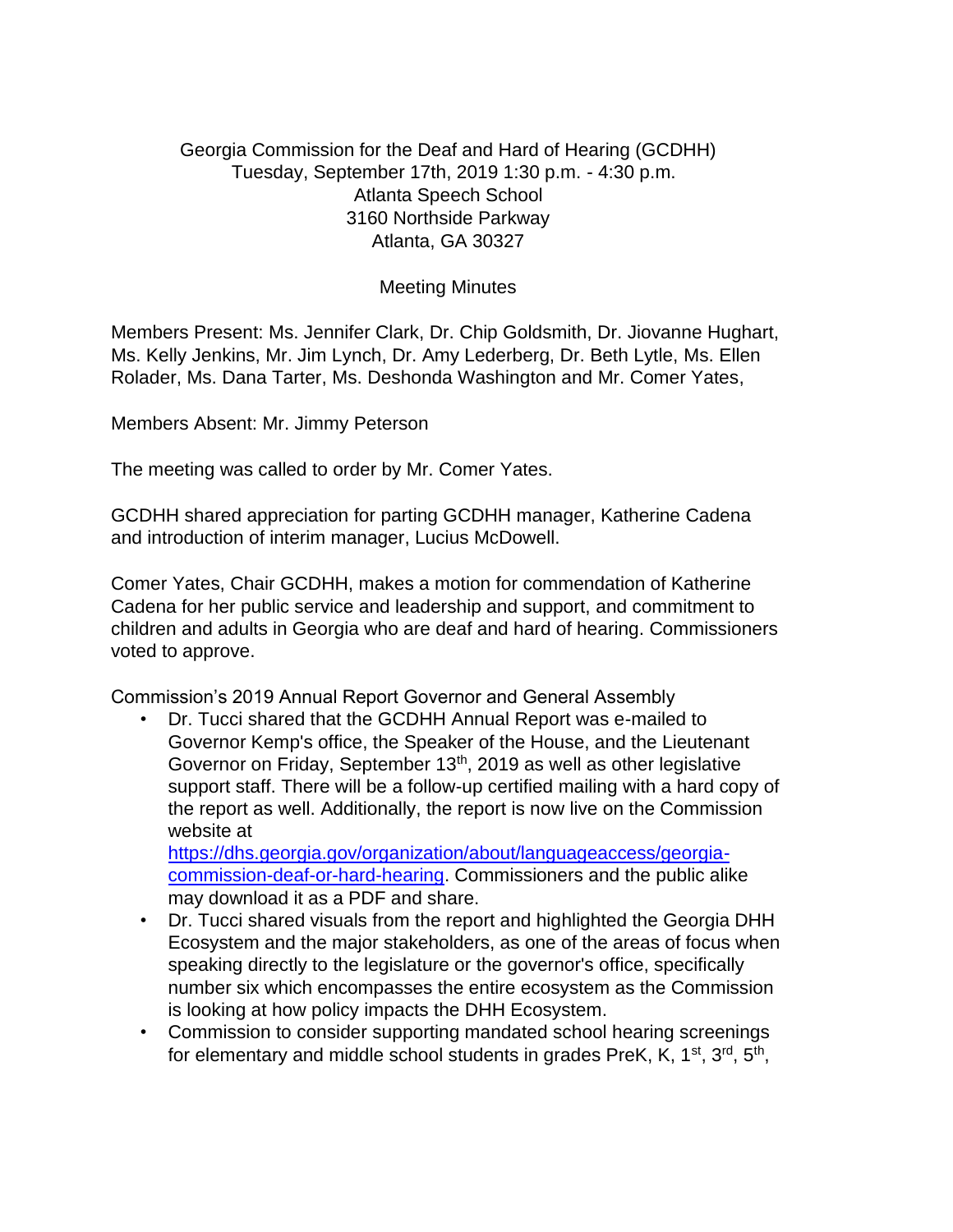Georgia Commission for the Deaf and Hard of Hearing (GCDHH)
Tuesday, September 17th, 2019 1:30 p.m. - 4:30 p.m.
Atlanta Speech School
3160 Northside Parkway
Atlanta, GA 30327

Meeting Minutes

Members Present: Ms. Jennifer Clark, Dr. Chip Goldsmith, Dr. Jiovanne Hughart, Ms. Kelly Jenkins, Mr. Jim Lynch, Dr. Amy Lederberg, Dr. Beth Lytle, Ms. Ellen Rolader, Ms. Dana Tarter, Ms. Deshonda Washington and Mr. Comer Yates,

Members Absent: Mr. Jimmy Peterson

The meeting was called to order by Mr. Comer Yates.

GCDHH shared appreciation for parting GCDHH manager, Katherine Cadena and introduction of interim manager, Lucius McDowell.

Comer Yates, Chair GCDHH, makes a motion for commendation of Katherine Cadena for her public service and leadership and support, and commitment to children and adults in Georgia who are deaf and hard of hearing. Commissioners voted to approve.

Commission's 2019 Annual Report Governor and General Assembly

- Dr. Tucci shared that the GCDHH Annual Report was e-mailed to Governor Kemp's office, the Speaker of the House, and the Lieutenant Governor on Friday, September 13th, 2019 as well as other legislative support staff. There will be a follow-up certified mailing with a hard copy of the report as well. Additionally, the report is now live on the Commission website at [https://dhs.georgia.gov/organization/about/languageaccess/georgia-commission-deaf-or-hard-hearing](https://dhs.georgia.gov/organization/about/languageaccess/georgia-commission-deaf-or-hard-hearing). Commissioners and the public alike may download it as a PDF and share.
- Dr. Tucci shared visuals from the report and highlighted the Georgia DHH Ecosystem and the major stakeholders, as one of the areas of focus when speaking directly to the legislature or the governor's office, specifically number six which encompasses the entire ecosystem as the Commission is looking at how policy impacts the DHH Ecosystem.
- Commission to consider supporting mandated school hearing screenings for elementary and middle school students in grades PreK, K, 1st, 3rd, 5th,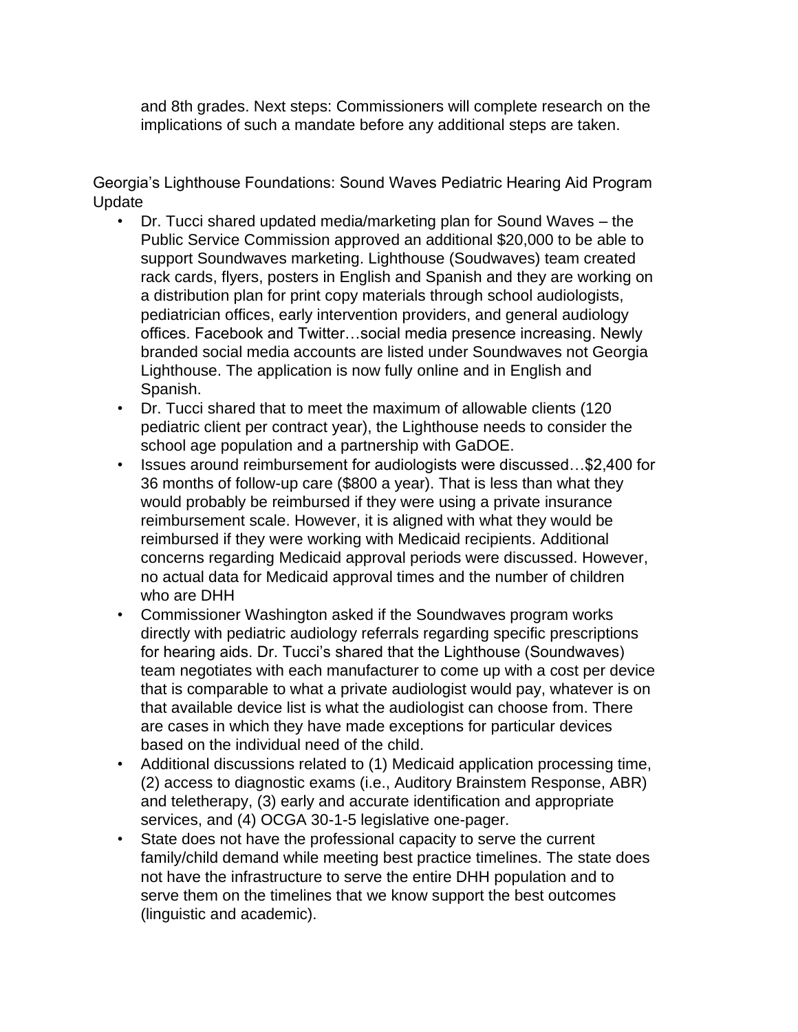and 8th grades. Next steps: Commissioners will complete research on the implications of such a mandate before any additional steps are taken.

Georgia's Lighthouse Foundations: Sound Waves Pediatric Hearing Aid Program Update

- Dr. Tucci shared updated media/marketing plan for Sound Waves – the Public Service Commission approved an additional $20,000 to be able to support Soundwaves marketing. Lighthouse (Soudwaves) team created rack cards, flyers, posters in English and Spanish and they are working on a distribution plan for print copy materials through school audiologists, pediatrician offices, early intervention providers, and general audiology offices. Facebook and Twitter…social media presence increasing. Newly branded social media accounts are listed under Soundwaves not Georgia Lighthouse. The application is now fully online and in English and Spanish.
- Dr. Tucci shared that to meet the maximum of allowable clients (120 pediatric client per contract year), the Lighthouse needs to consider the school age population and a partnership with GaDOE.
- Issues around reimbursement for audiologists were discussed…$2,400 for 36 months of follow-up care ($800 a year). That is less than what they would probably be reimbursed if they were using a private insurance reimbursement scale. However, it is aligned with what they would be reimbursed if they were working with Medicaid recipients. Additional concerns regarding Medicaid approval periods were discussed. However, no actual data for Medicaid approval times and the number of children who are DHH
- Commissioner Washington asked if the Soundwaves program works directly with pediatric audiology referrals regarding specific prescriptions for hearing aids. Dr. Tucci's shared that the Lighthouse (Soundwaves) team negotiates with each manufacturer to come up with a cost per device that is comparable to what a private audiologist would pay, whatever is on that available device list is what the audiologist can choose from. There are cases in which they have made exceptions for particular devices based on the individual need of the child.
- Additional discussions related to (1) Medicaid application processing time, (2) access to diagnostic exams (i.e., Auditory Brainstem Response, ABR) and teletherapy, (3) early and accurate identification and appropriate services, and (4) OCGA 30-1-5 legislative one-pager.
- State does not have the professional capacity to serve the current family/child demand while meeting best practice timelines. The state does not have the infrastructure to serve the entire DHH population and to serve them on the timelines that we know support the best outcomes (linguistic and academic).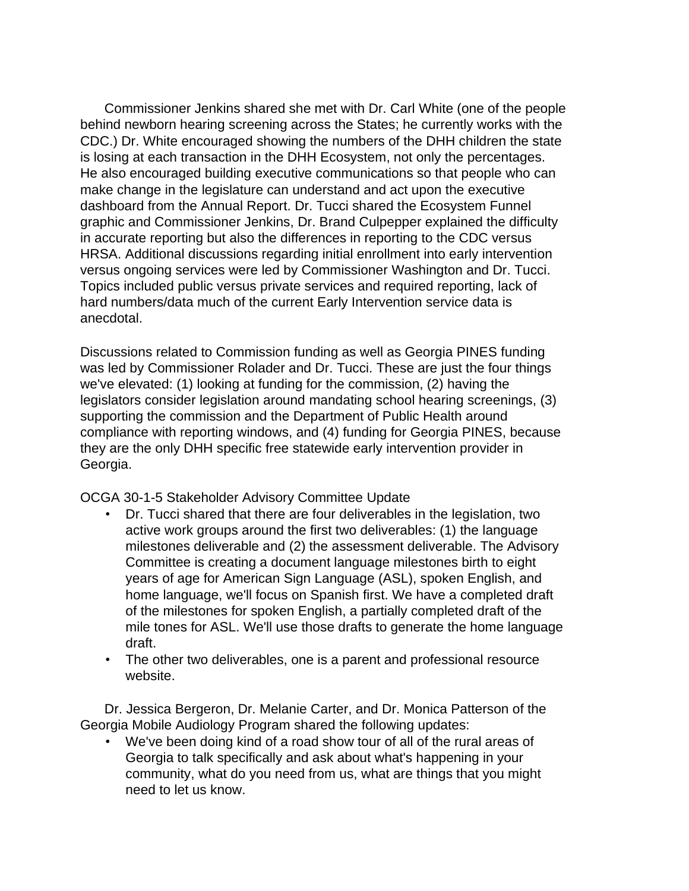Commissioner Jenkins shared she met with Dr. Carl White (one of the people behind newborn hearing screening across the States; he currently works with the CDC.) Dr. White encouraged showing the numbers of the DHH children the state is losing at each transaction in the DHH Ecosystem, not only the percentages. He also encouraged building executive communications so that people who can make change in the legislature can understand and act upon the executive dashboard from the Annual Report. Dr. Tucci shared the Ecosystem Funnel graphic and Commissioner Jenkins, Dr. Brand Culpepper explained the difficulty in accurate reporting but also the differences in reporting to the CDC versus HRSA. Additional discussions regarding initial enrollment into early intervention versus ongoing services were led by Commissioner Washington and Dr. Tucci. Topics included public versus private services and required reporting, lack of hard numbers/data much of the current Early Intervention service data is anecdotal.

Discussions related to Commission funding as well as Georgia PINES funding was led by Commissioner Rolader and Dr. Tucci. These are just the four things we've elevated: (1) looking at funding for the commission, (2) having the legislators consider legislation around mandating school hearing screenings, (3) supporting the commission and the Department of Public Health around compliance with reporting windows, and (4) funding for Georgia PINES, because they are the only DHH specific free statewide early intervention provider in Georgia.

OCGA 30-1-5 Stakeholder Advisory Committee Update

- Dr. Tucci shared that there are four deliverables in the legislation, two active work groups around the first two deliverables: (1) the language milestones deliverable and (2) the assessment deliverable. The Advisory Committee is creating a document language milestones birth to eight years of age for American Sign Language (ASL), spoken English, and home language, we'll focus on Spanish first. We have a completed draft of the milestones for spoken English, a partially completed draft of the mile tones for ASL. We'll use those drafts to generate the home language draft.
- The other two deliverables, one is a parent and professional resource website.

Dr. Jessica Bergeron, Dr. Melanie Carter, and Dr. Monica Patterson of the Georgia Mobile Audiology Program shared the following updates:

- We've been doing kind of a road show tour of all of the rural areas of Georgia to talk specifically and ask about what's happening in your community, what do you need from us, what are things that you might need to let us know.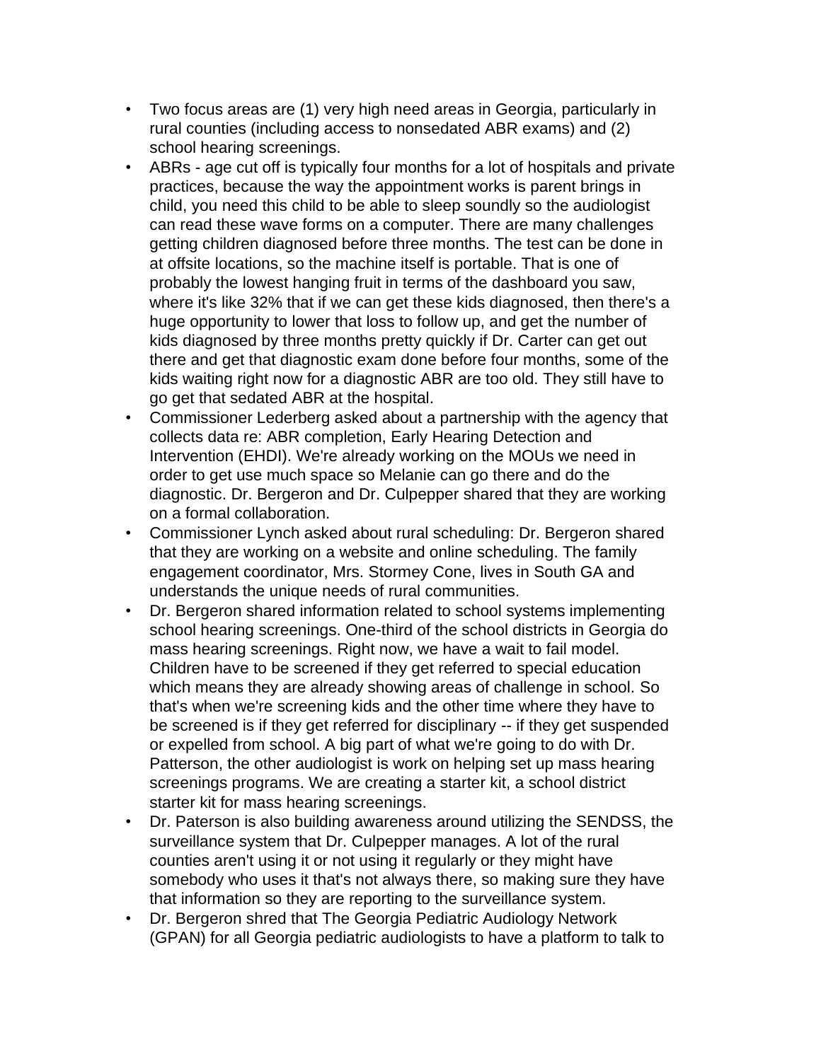- Two focus areas are (1) very high need areas in Georgia, particularly in rural counties (including access to nonsedated ABR exams) and (2) school hearing screenings.
- ABRs - age cut off is typically four months for a lot of hospitals and private practices, because the way the appointment works is parent brings in child, you need this child to be able to sleep soundly so the audiologist can read these wave forms on a computer. There are many challenges getting children diagnosed before three months. The test can be done in at offsite locations, so the machine itself is portable. That is one of probably the lowest hanging fruit in terms of the dashboard you saw, where it's like 32% that if we can get these kids diagnosed, then there's a huge opportunity to lower that loss to follow up, and get the number of kids diagnosed by three months pretty quickly if Dr. Carter can get out there and get that diagnostic exam done before four months, some of the kids waiting right now for a diagnostic ABR are too old. They still have to go get that sedated ABR at the hospital.
- Commissioner Lederberg asked about a partnership with the agency that collects data re: ABR completion, Early Hearing Detection and Intervention (EHDI). We're already working on the MOUs we need in order to get use much space so Melanie can go there and do the diagnostic. Dr. Bergeron and Dr. Culpepper shared that they are working on a formal collaboration.
- Commissioner Lynch asked about rural scheduling: Dr. Bergeron shared that they are working on a website and online scheduling. The family engagement coordinator, Mrs. Stormey Cone, lives in South GA and understands the unique needs of rural communities.
- Dr. Bergeron shared information related to school systems implementing school hearing screenings. One-third of the school districts in Georgia do mass hearing screenings. Right now, we have a wait to fail model. Children have to be screened if they get referred to special education which means they are already showing areas of challenge in school. So that's when we're screening kids and the other time where they have to be screened is if they get referred for disciplinary -- if they get suspended or expelled from school. A big part of what we're going to do with Dr. Patterson, the other audiologist is work on helping set up mass hearing screenings programs. We are creating a starter kit, a school district starter kit for mass hearing screenings.
- Dr. Paterson is also building awareness around utilizing the SENDSS, the surveillance system that Dr. Culpepper manages. A lot of the rural counties aren't using it or not using it regularly or they might have somebody who uses it that's not always there, so making sure they have that information so they are reporting to the surveillance system.
- Dr. Bergeron shred that The Georgia Pediatric Audiology Network (GPAN) for all Georgia pediatric audiologists to have a platform to talk to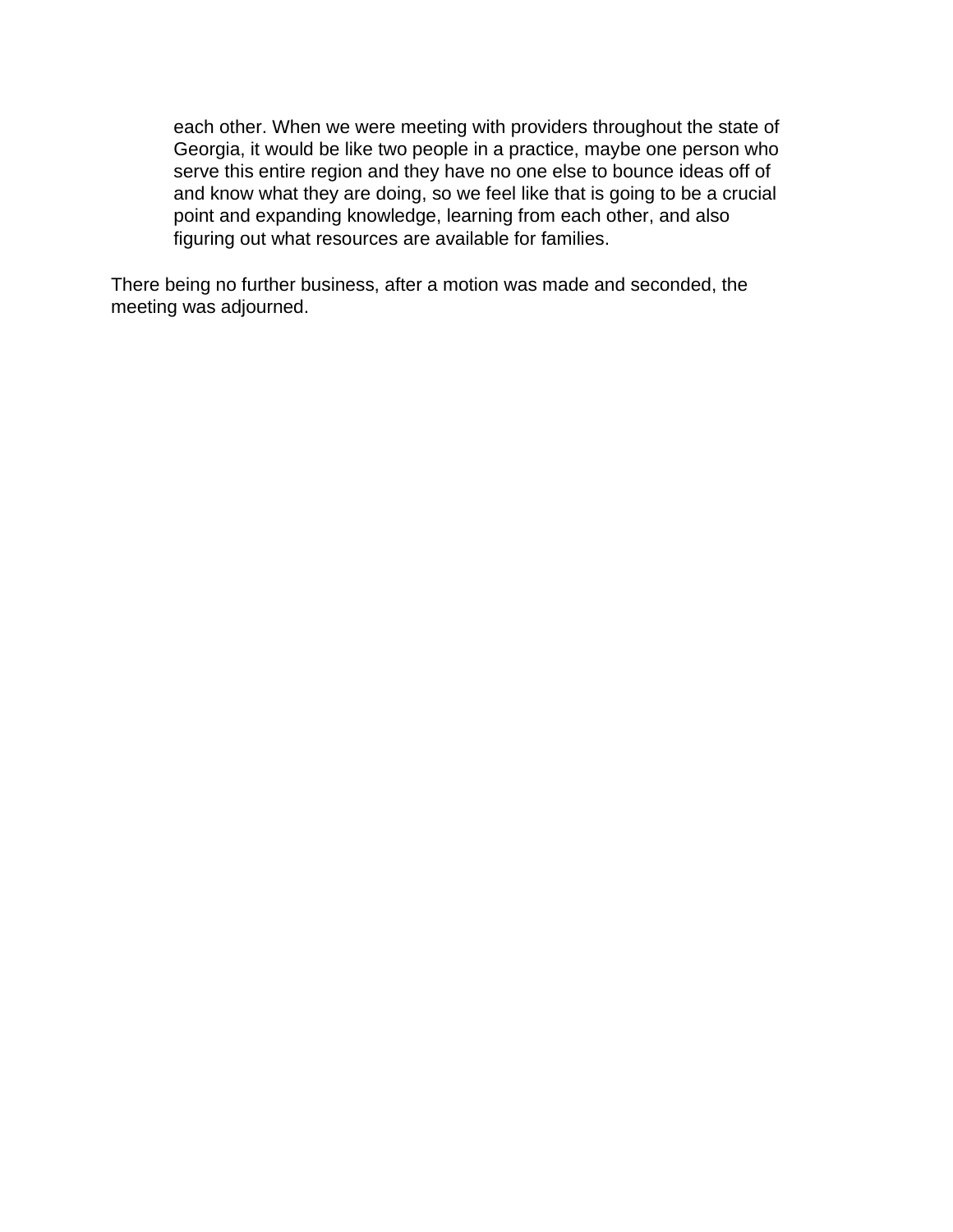each other. When we were meeting with providers throughout the state of Georgia, it would be like two people in a practice, maybe one person who serve this entire region and they have no one else to bounce ideas off of and know what they are doing, so we feel like that is going to be a crucial point and expanding knowledge, learning from each other, and also figuring out what resources are available for families.

There being no further business, after a motion was made and seconded, the meeting was adjourned.